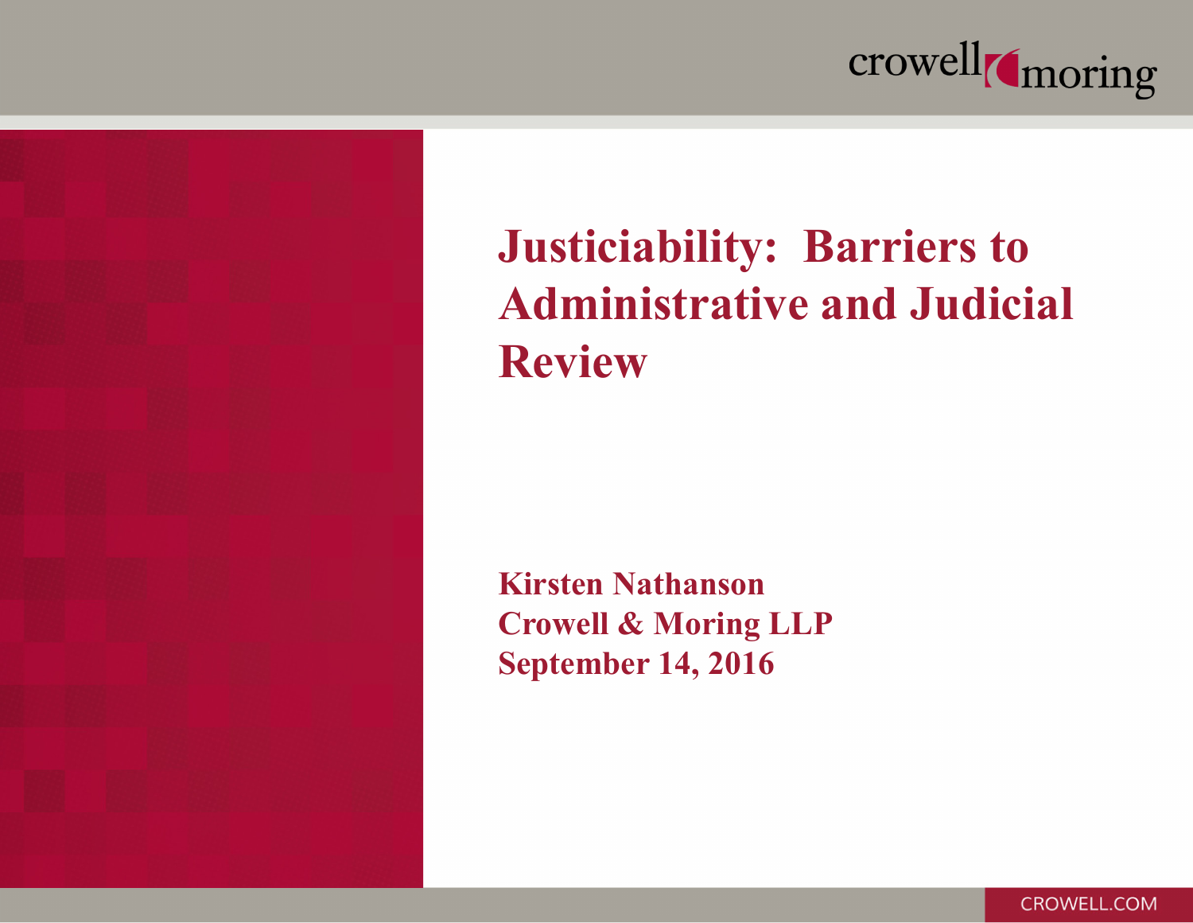# Justiciability: Barriers to Administrative and Judicial Review

**Kirsten Nathanson**
**Crowell & Moring LLP**
**September 14, 2016**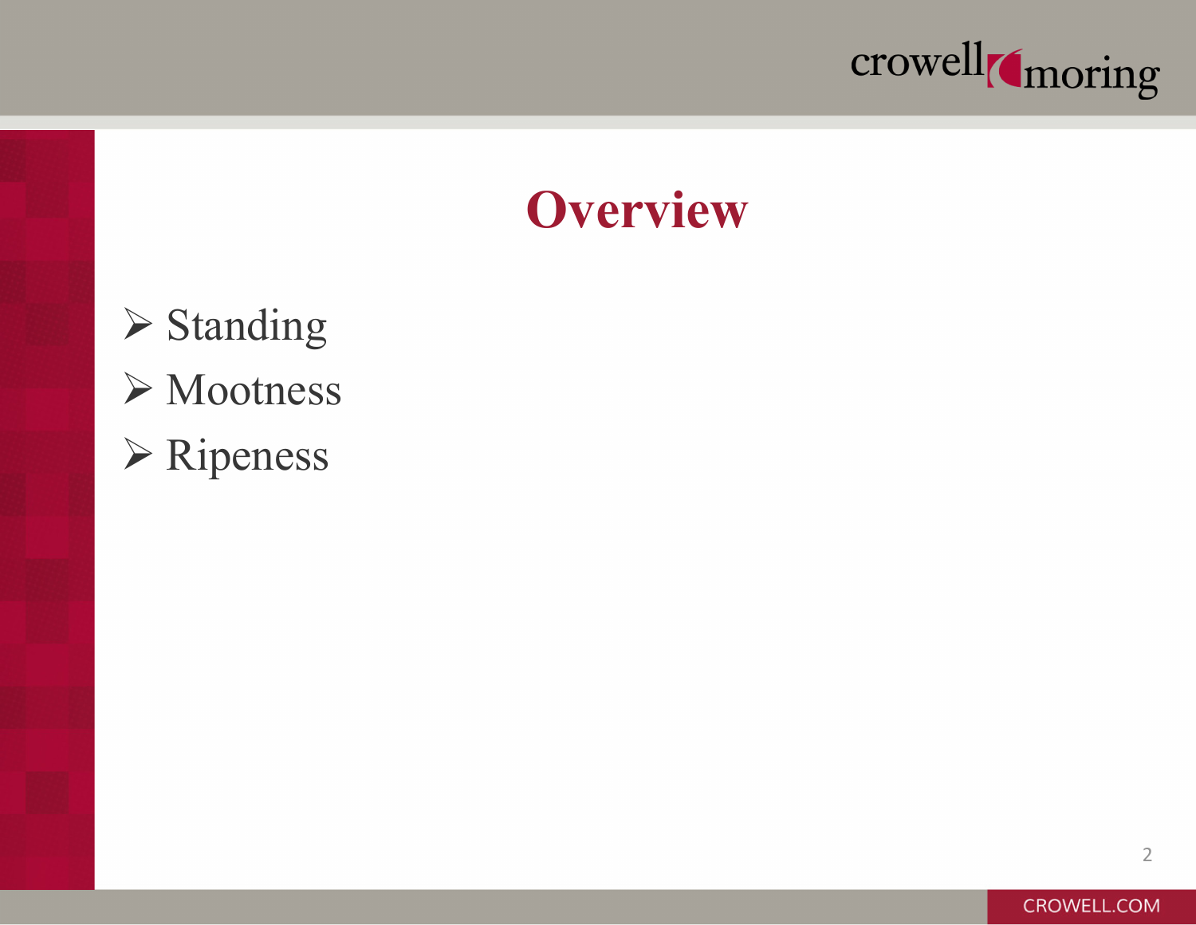# Overview

- Standing
- Mootness
- Ripeness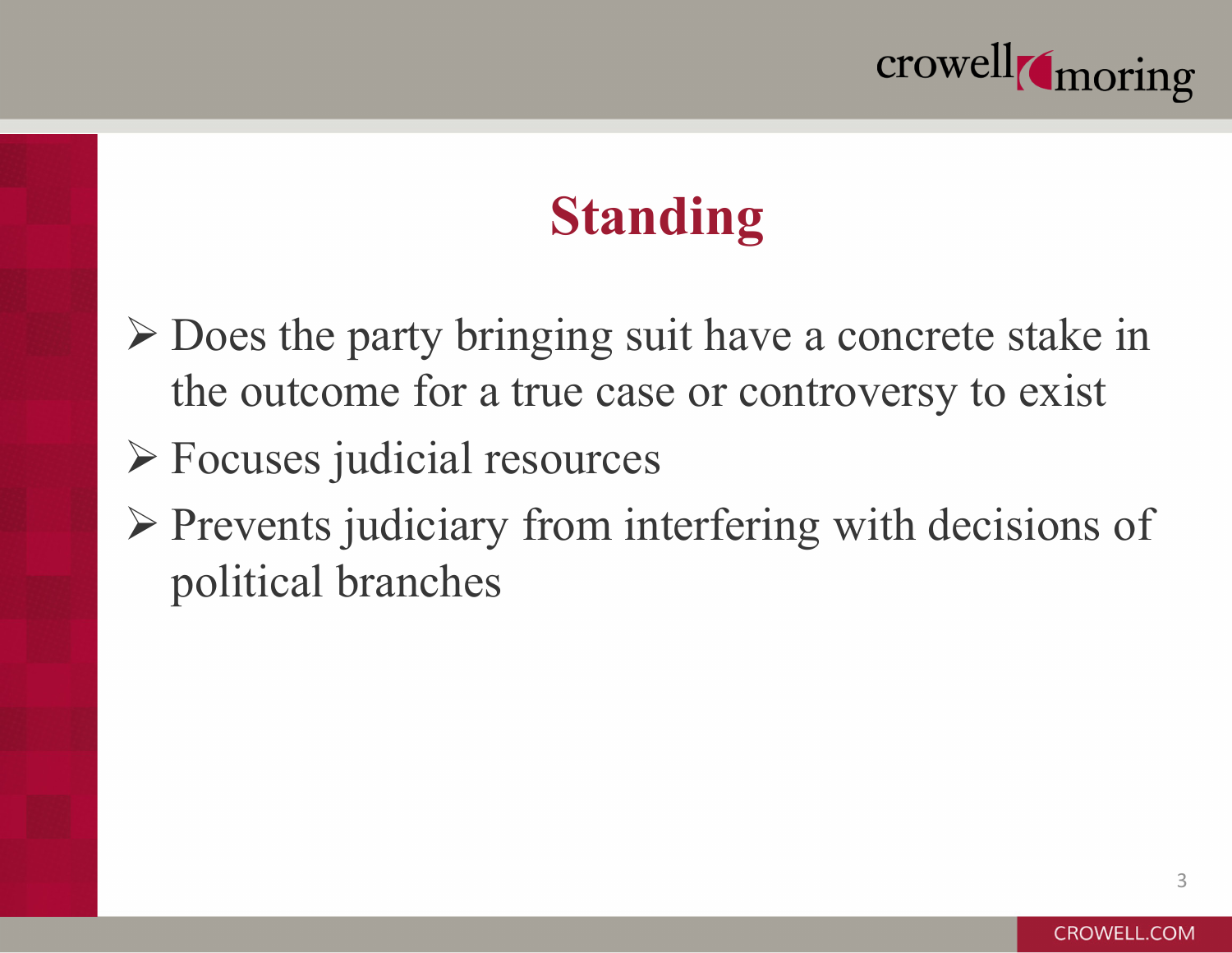# Standing

- Does the party bringing suit have a concrete stake in the outcome for a true case or controversy to exist
- Focuses judicial resources
- Prevents judiciary from interfering with decisions of political branches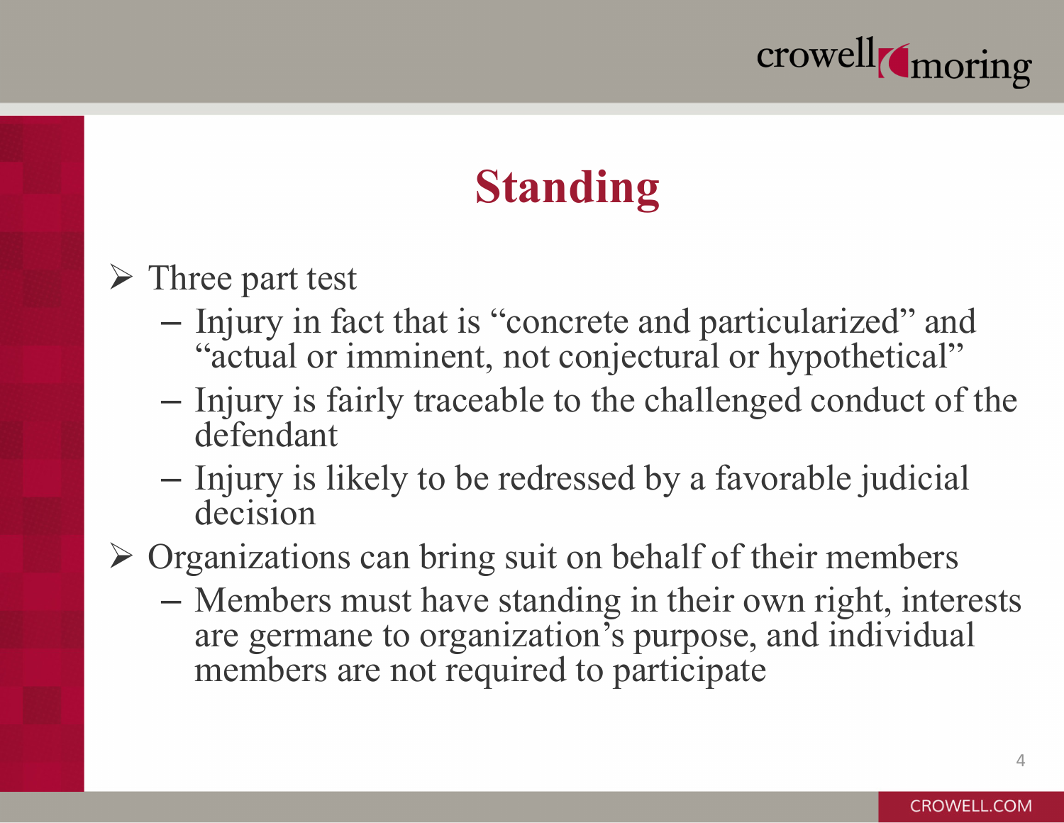# Standing

- Three part test
  - Injury in fact that is "concrete and particularized" and "actual or imminent, not conjectural or hypothetical"
  - Injury is fairly traceable to the challenged conduct of the defendant
  - Injury is likely to be redressed by a favorable judicial decision
- Organizations can bring suit on behalf of their members
  - Members must have standing in their own right, interests are germane to organization's purpose, and individual members are not required to participate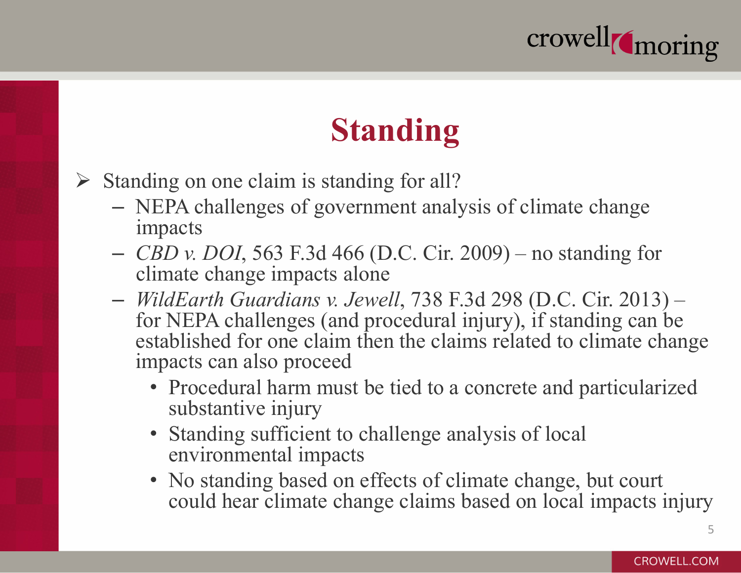# Standing

- Standing on one claim is standing for all?
  - NEPA challenges of government analysis of climate change impacts
  - *CBD v. DOI*, 563 F.3d 466 (D.C. Cir. 2009) – no standing for climate change impacts alone
  - *WildEarth Guardians v. Jewell*, 738 F.3d 298 (D.C. Cir. 2013) – for NEPA challenges (and procedural injury), if standing can be established for one claim then the claims related to climate change impacts can also proceed
    - Procedural harm must be tied to a concrete and particularized substantive injury
    - Standing sufficient to challenge analysis of local environmental impacts
    - No standing based on effects of climate change, but court could hear climate change claims based on local impacts injury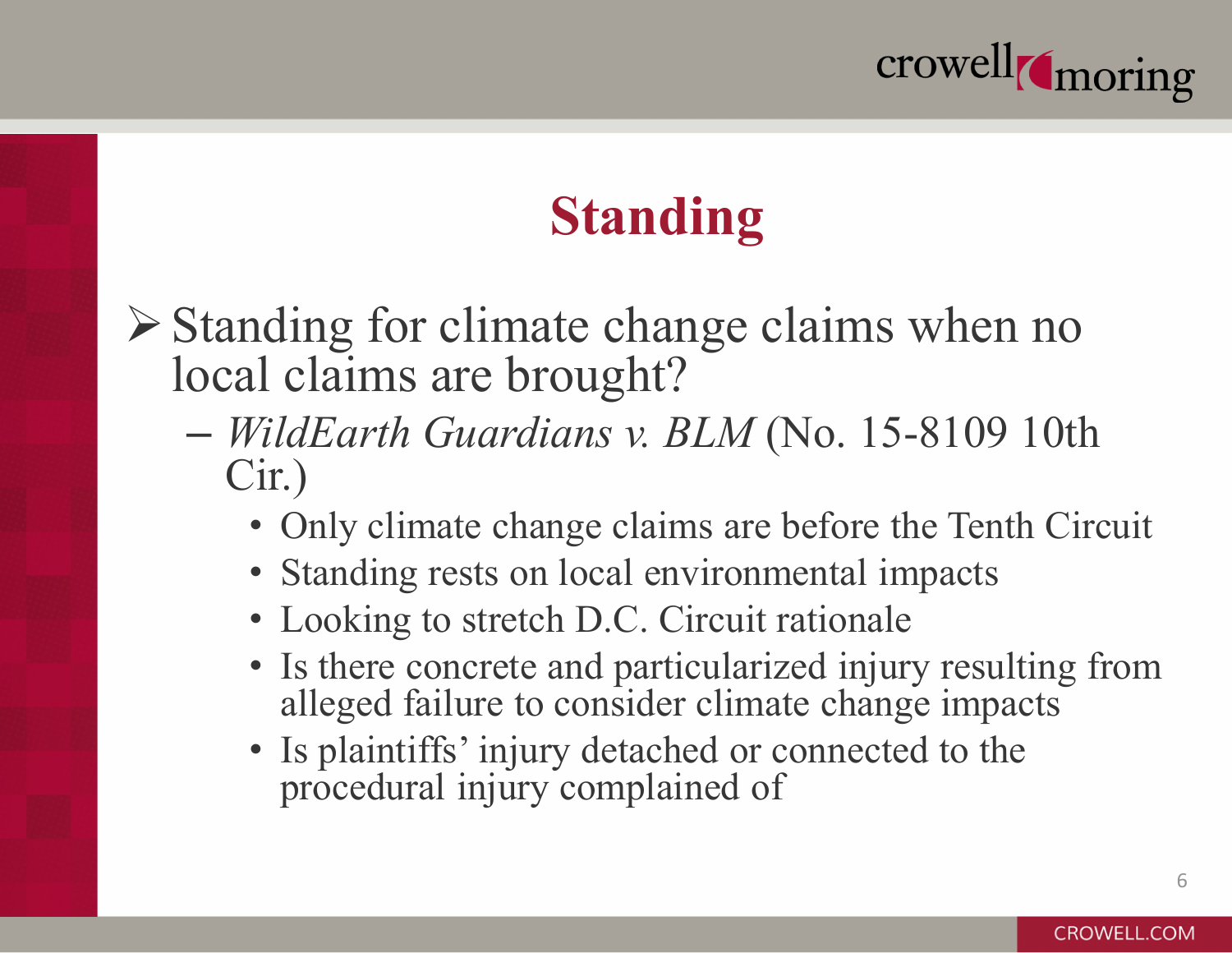# Standing

- Standing for climate change claims when no local claims are brought?
  - *WildEarth Guardians v. BLM* (No. 15-8109 10th Cir.)
    - Only climate change claims are before the Tenth Circuit
    - Standing rests on local environmental impacts
    - Looking to stretch D.C. Circuit rationale
    - Is there concrete and particularized injury resulting from alleged failure to consider climate change impacts
    - Is plaintiffs' injury detached or connected to the procedural injury complained of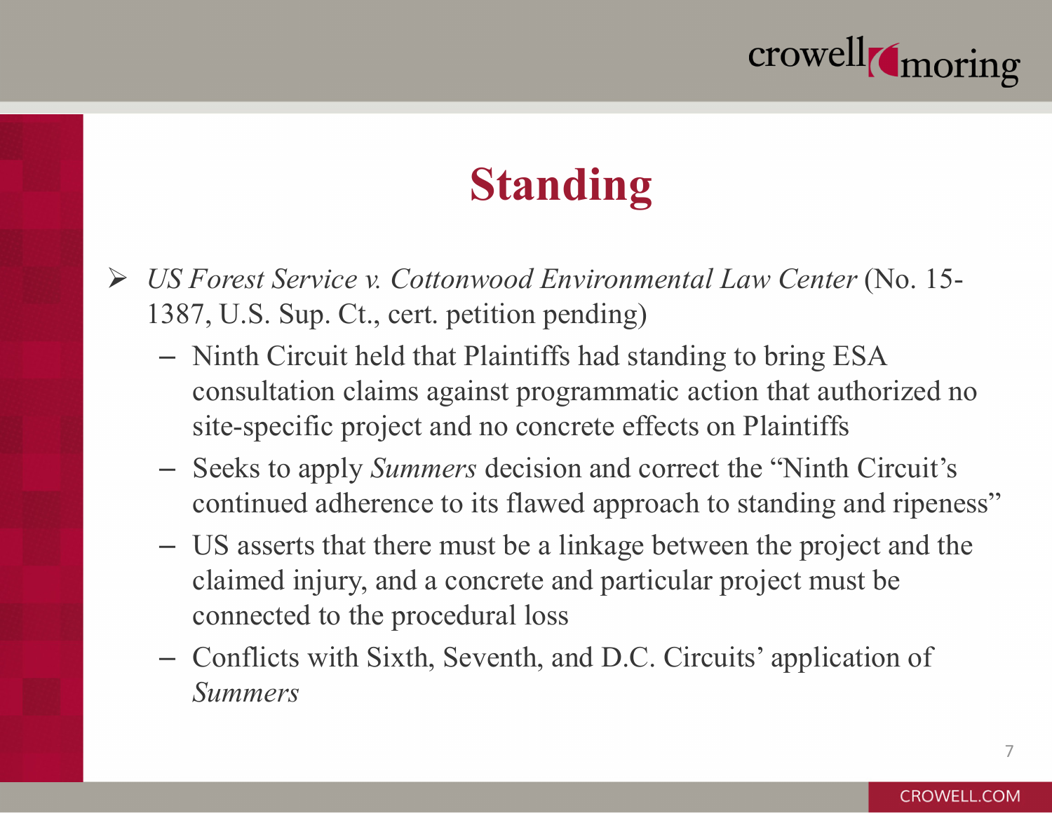# Standing

- *US Forest Service v. Cottonwood Environmental Law Center* (No. 15-1387, U.S. Sup. Ct., cert. petition pending)
  - Ninth Circuit held that Plaintiffs had standing to bring ESA consultation claims against programmatic action that authorized no site-specific project and no concrete effects on Plaintiffs
  - Seeks to apply *Summers* decision and correct the "Ninth Circuit's continued adherence to its flawed approach to standing and ripeness"
  - US asserts that there must be a linkage between the project and the claimed injury, and a concrete and particular project must be connected to the procedural loss
  - Conflicts with Sixth, Seventh, and D.C. Circuits' application of *Summers*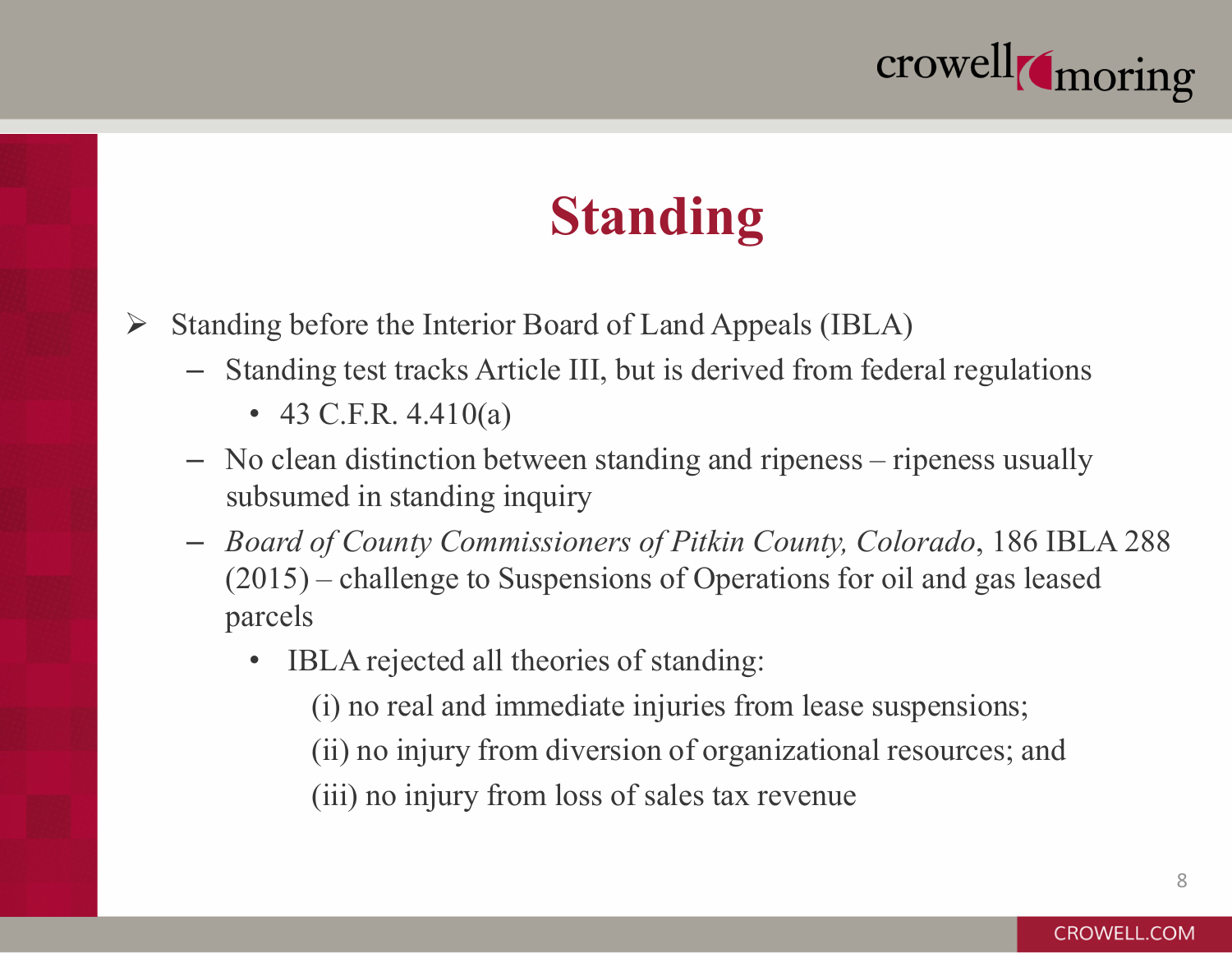# Standing

- Standing before the Interior Board of Land Appeals (IBLA)
  - Standing test tracks Article III, but is derived from federal regulations
    - 43 C.F.R. 4.410(a)
  - No clean distinction between standing and ripeness – ripeness usually subsumed in standing inquiry
  - *Board of County Commissioners of Pitkin County, Colorado*, 186 IBLA 288 (2015) – challenge to Suspensions of Operations for oil and gas leased parcels
    - IBLA rejected all theories of standing:

      (i) no real and immediate injuries from lease suspensions;

      (ii) no injury from diversion of organizational resources; and

      (iii) no injury from loss of sales tax revenue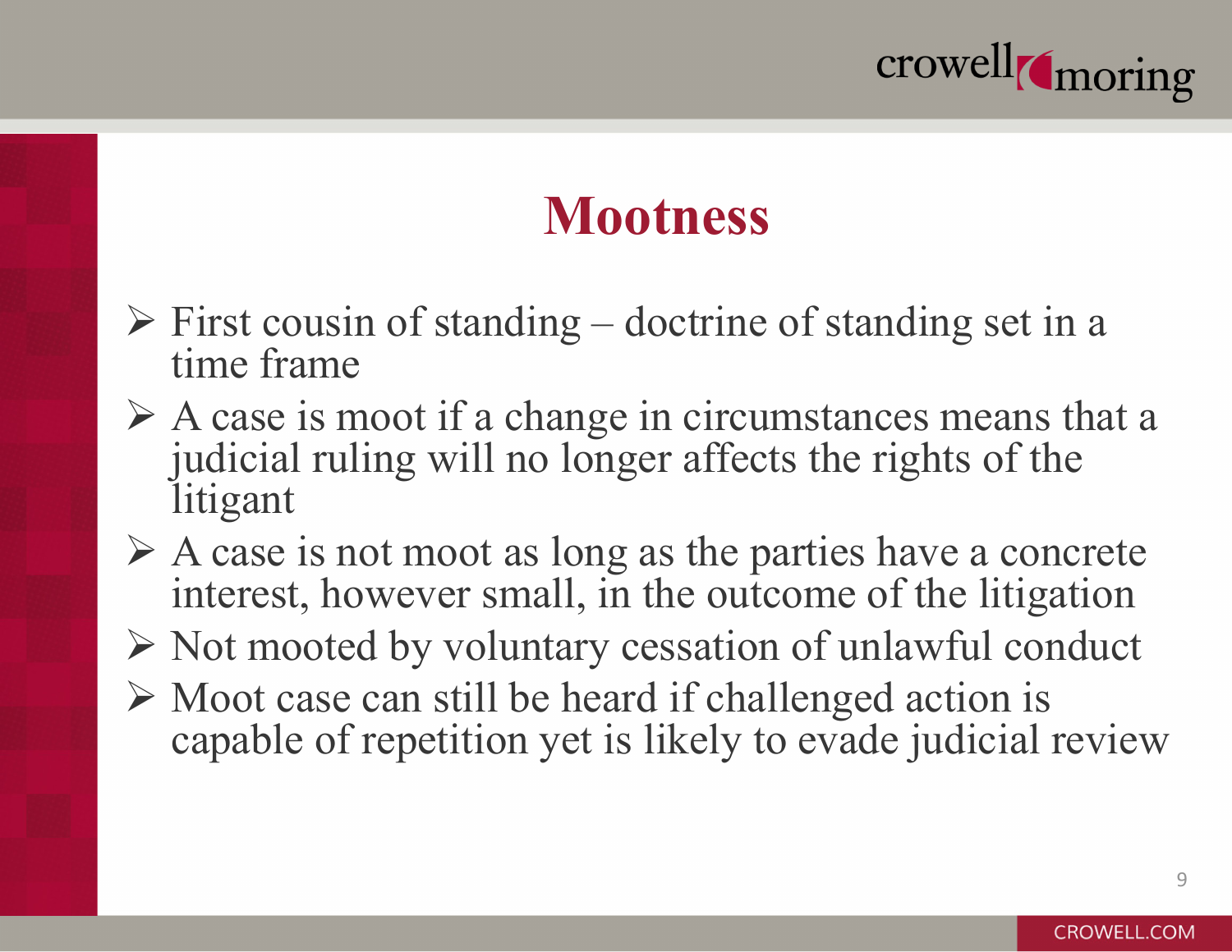# Mootness

- First cousin of standing – doctrine of standing set in a time frame
- A case is moot if a change in circumstances means that a judicial ruling will no longer affects the rights of the litigant
- A case is not moot as long as the parties have a concrete interest, however small, in the outcome of the litigation
- Not mooted by voluntary cessation of unlawful conduct
- Moot case can still be heard if challenged action is capable of repetition yet is likely to evade judicial review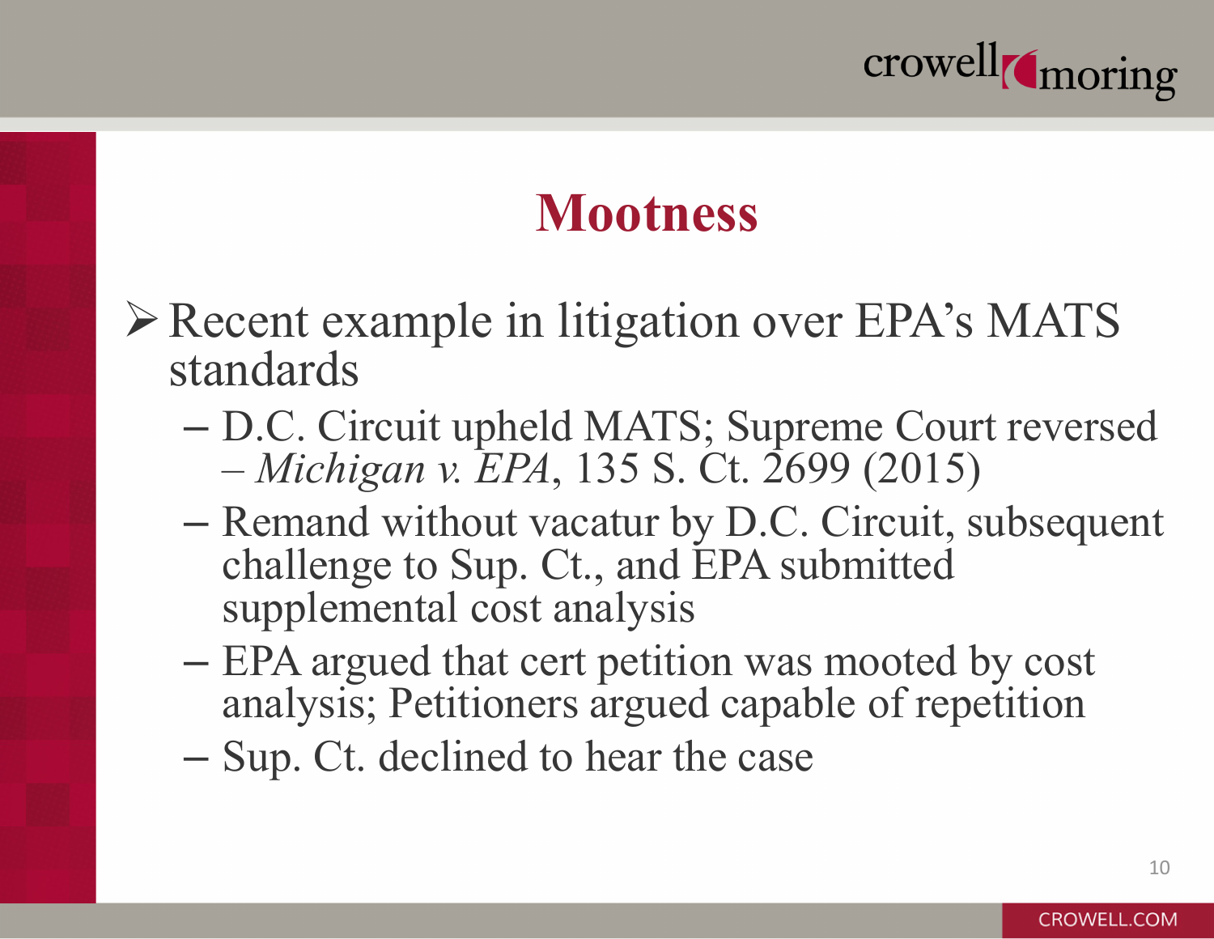# Mootness

- Recent example in litigation over EPA's MATS standards
  - D.C. Circuit upheld MATS; Supreme Court reversed – *Michigan v. EPA*, 135 S. Ct. 2699 (2015)
  - Remand without vacatur by D.C. Circuit, subsequent challenge to Sup. Ct., and EPA submitted supplemental cost analysis
  - EPA argued that cert petition was mooted by cost analysis; Petitioners argued capable of repetition
  - Sup. Ct. declined to hear the case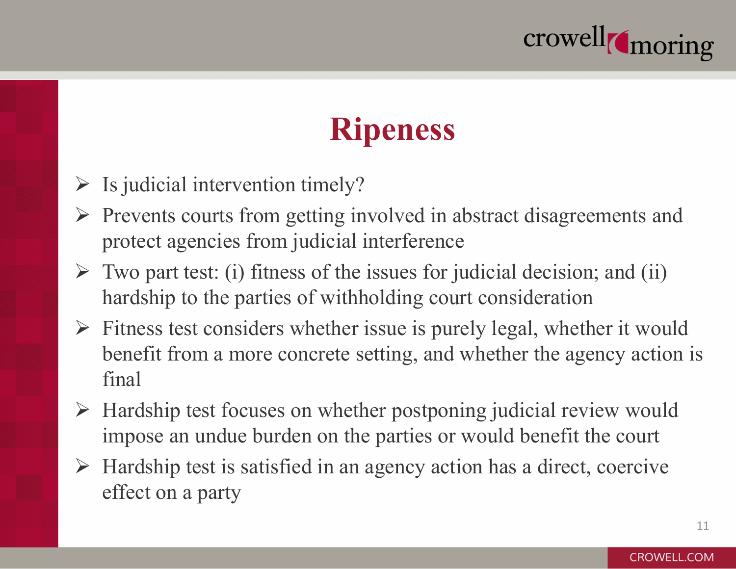# Ripeness

- Is judicial intervention timely?
- Prevents courts from getting involved in abstract disagreements and protect agencies from judicial interference
- Two part test: (i) fitness of the issues for judicial decision; and (ii) hardship to the parties of withholding court consideration
- Fitness test considers whether issue is purely legal, whether it would benefit from a more concrete setting, and whether the agency action is final
- Hardship test focuses on whether postponing judicial review would impose an undue burden on the parties or would benefit the court
- Hardship test is satisfied in an agency action has a direct, coercive effect on a party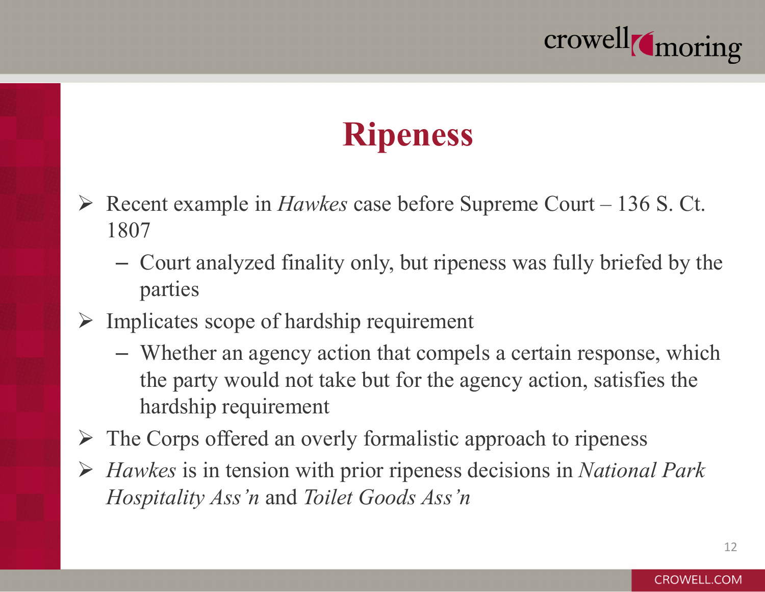# Ripeness

- Recent example in *Hawkes* case before Supreme Court – 136 S. Ct. 1807
  - Court analyzed finality only, but ripeness was fully briefed by the parties
- Implicates scope of hardship requirement
  - Whether an agency action that compels a certain response, which the party would not take but for the agency action, satisfies the hardship requirement
- The Corps offered an overly formalistic approach to ripeness
- *Hawkes* is in tension with prior ripeness decisions in *National Park Hospitality Ass'n* and *Toilet Goods Ass'n*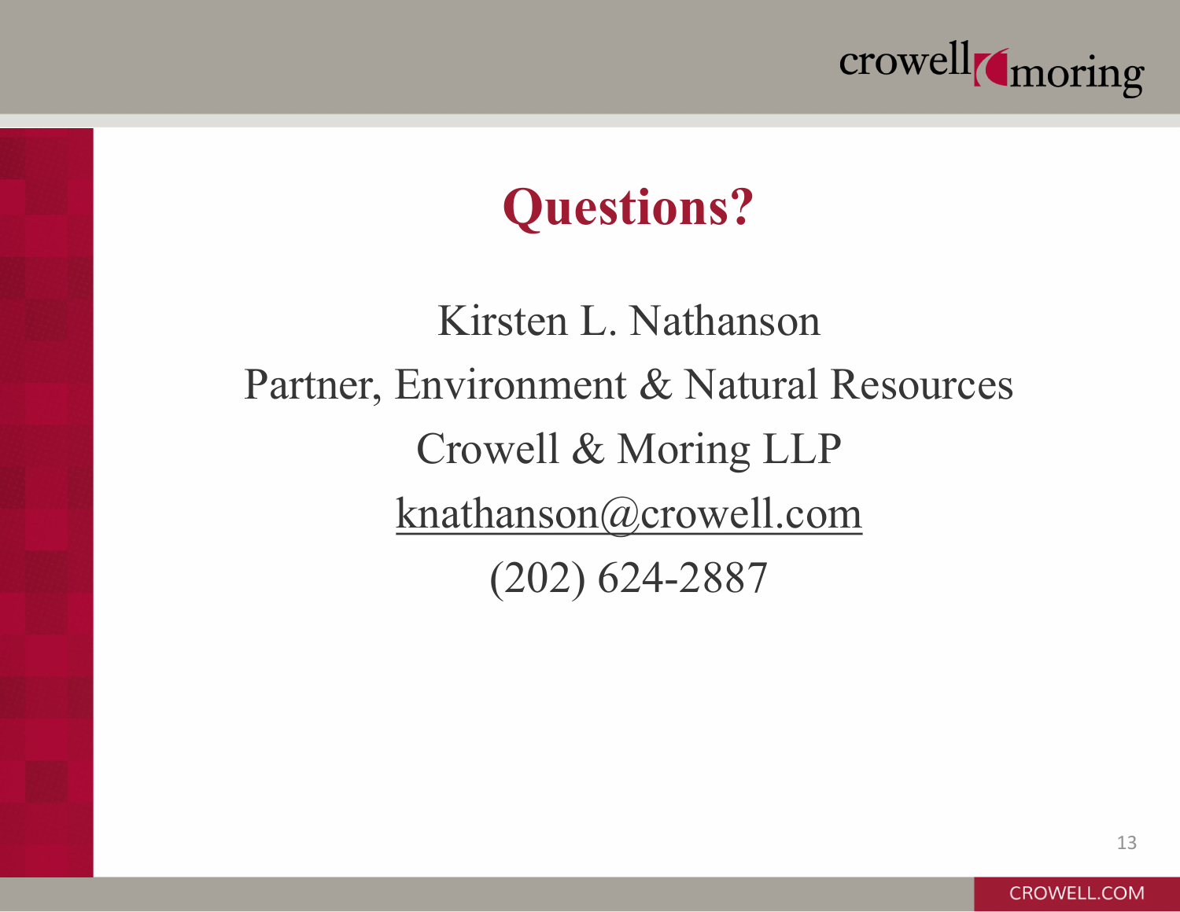# Questions?

Kirsten L. Nathanson

Partner, Environment & Natural Resources

Crowell & Moring LLP

knathanson@crowell.com

(202) 624-2887